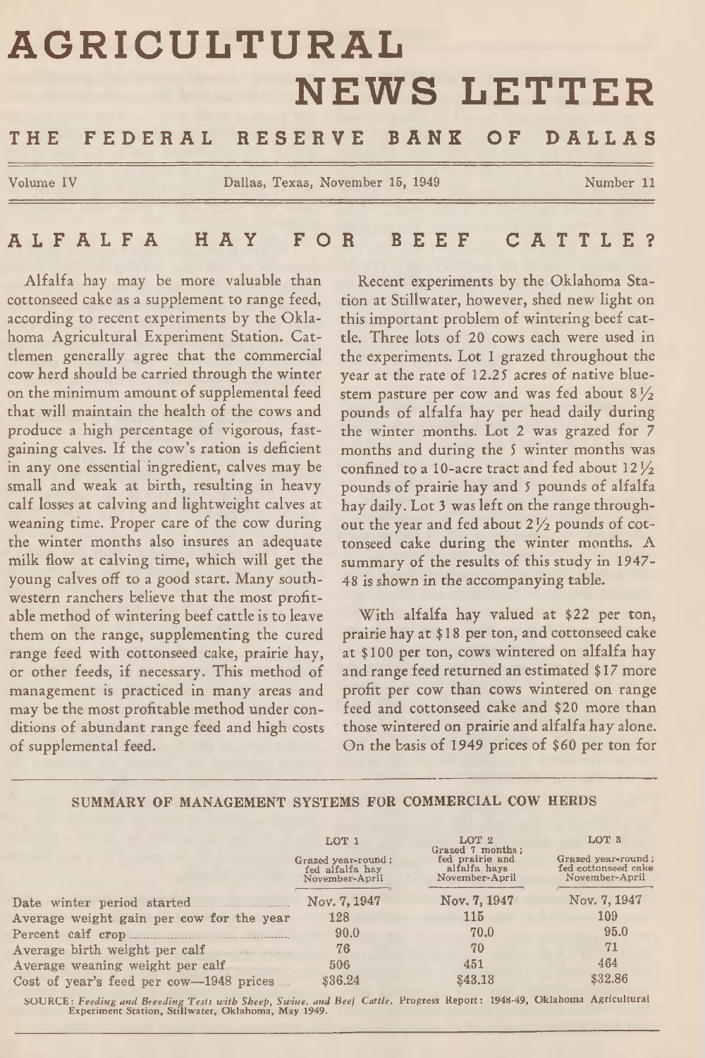# AGRICULTURAL NEWS LETTER

## THE FEDERAL RESERVE BANK OF DALLAS

Volume IV — Dallas, Texas, November 15, 1949 — Number 11

## ALFALFA HAY FOR BEEF CATTLE?

Alfalfa hay may be more valuable than cottonseed cake as a supplement to range feed, according to recent experiments by the Oklahoma Agricultural Experiment Station. Cattlemen generally agree that the commercial cow herd should be carried through the winter on the minimum amount of supplemental feed that will maintain the health of the cows and produce a high percentage of vigorous, fast-gaining calves. If the cow's ration is deficient in any one essential ingredient, calves may be small and weak at birth, resulting in heavy calf losses at calving and lightweight calves at weaning time. Proper care of the cow during the winter months also insures an adequate milk flow at calving time, which will get the young calves off to a good start. Many southwestern ranchers believe that the most profitable method of wintering beef cattle is to leave them on the range, supplementing the cured range feed with cottonseed cake, prairie hay, or other feeds, if necessary. This method of management is practiced in many areas and may be the most profitable method under conditions of abundant range feed and high costs of supplemental feed.

Recent experiments by the Oklahoma Station at Stillwater, however, shed new light on this important problem of wintering beef cattle. Three lots of 20 cows each were used in the experiments. Lot 1 grazed throughout the year at the rate of 12.25 acres of native bluestem pasture per cow and was fed about 8½ pounds of alfalfa hay per head daily during the winter months. Lot 2 was grazed for 7 months and during the 5 winter months was confined to a 10-acre tract and fed about 12½ pounds of prairie hay and 5 pounds of alfalfa hay daily. Lot 3 was left on the range throughout the year and fed about 2½ pounds of cottonseed cake during the winter months. A summary of the results of this study in 1947-48 is shown in the accompanying table.

With alfalfa hay valued at $22 per ton, prairie hay at $18 per ton, and cottonseed cake at $100 per ton, cows wintered on alfalfa hay and range feed returned an estimated $17 more profit per cow than cows wintered on range feed and cottonseed cake and $20 more than those wintered on prairie and alfalfa hay alone. On the basis of 1949 prices of $60 per ton for

### SUMMARY OF MANAGEMENT SYSTEMS FOR COMMERCIAL COW HERDS

| | LOT 1 Grazed year-round; fed alfalfa hay November-April | LOT 2 Grazed 7 months; fed prairie and alfalfa hays November-April | LOT 3 Grazed year-round; fed cottonseed cake November-April |
|---|---|---|---|
| Date winter period started | Nov. 7, 1947 | Nov. 7, 1947 | Nov. 7, 1947 |
| Average weight gain per cow for the year | 128 | 115 | 109 |
| Percent calf crop | 90.0 | 70.0 | 95.0 |
| Average birth weight per calf | 76 | 70 | 71 |
| Average weaning weight per calf | 506 | 451 | 464 |
| Cost of year's feed per cow—1948 prices | $36.24 | $43.13 | $32.86 |

SOURCE: *Feeding and Breeding Tests with Sheep, Swine, and Beef Cattle.* Progress Report: 1948-49, Oklahoma Agricultural Experiment Station, Stillwater, Oklahoma, May 1949.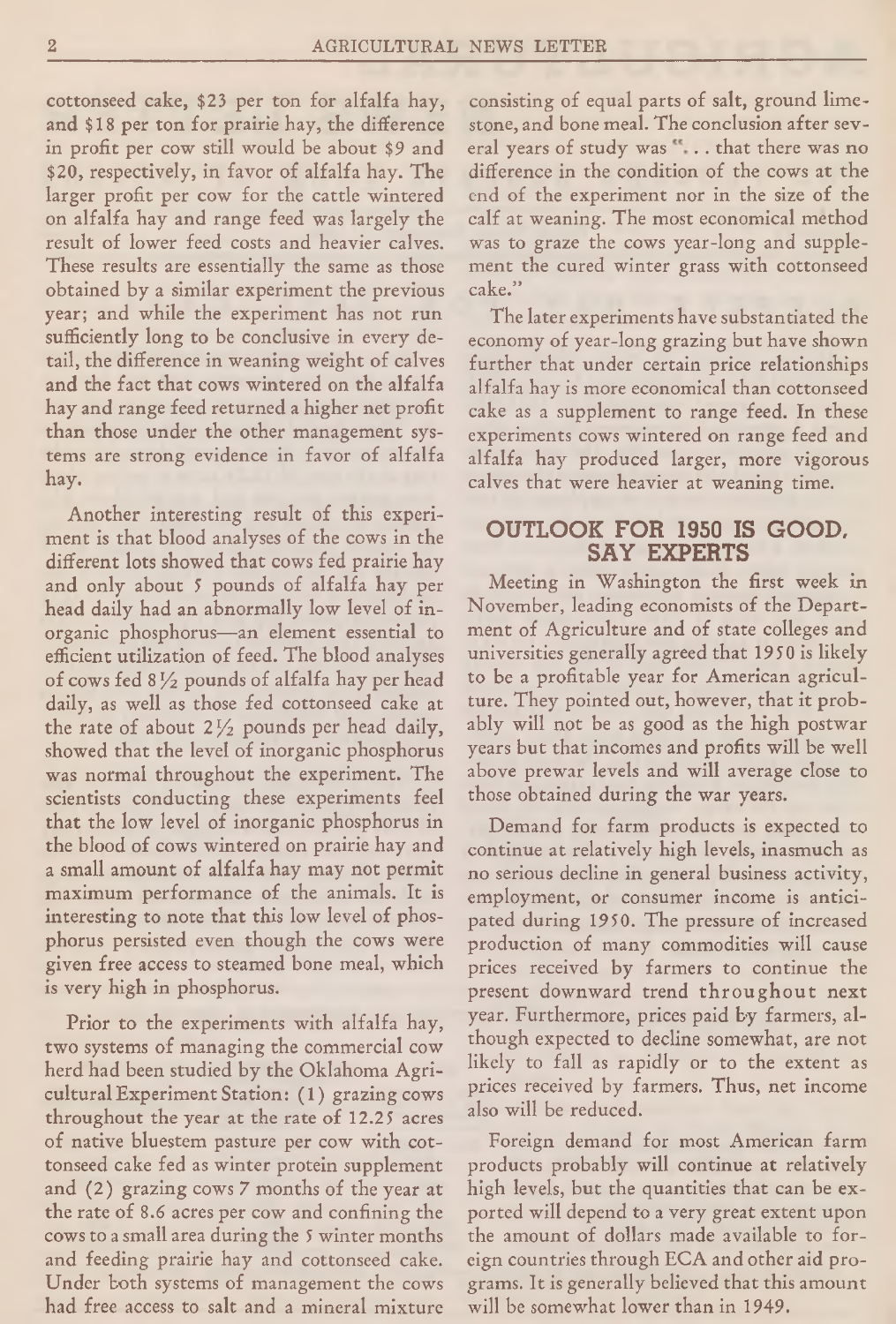cottonseed cake, \$23 per ton for alfalfa hay, and \$18 per ton for prairie hay, the difference in profit per cow still would be about \$9 and \$20, respectively, in favor of alfalfa hay. The larger profit per cow for the cattle wintered on alfalfa hay and range feed was largely the result of lower feed costs and heavier calves. These results are essentially the same as those obtained by a similar experiment the previous year; and while the experiment has not run sufficiently long to be conclusive in every detail, the difference in weaning weight of calves and the fact that cows wintered on the alfalfa hay and range feed returned a higher net profit than those under the other management systems are strong evidence in favor of alfalfa hay.

Another interesting result of this experiment is that blood analyses of the cows in the different lots showed that cows fed prairie hay and only about 5 pounds of alfalfa hay per head daily had an abnormally low level of inorganic phosphorus—an element essential to efficient utilization of feed. The blood analyses of cows fed 8½ pounds of alfalfa hay per head daily, as well as those fed cottonseed cake at the rate of about 2½ pounds per head daily, showed that the level of inorganic phosphorus was normal throughout the experiment. The scientists conducting these experiments feel that the low level of inorganic phosphorus in the blood of cows wintered on prairie hay and a small amount of alfalfa hay may not permit maximum performance of the animals. It is interesting to note that this low level of phosphorus persisted even though the cows were given free access to steamed bone meal, which is very high in phosphorus.

Prior to the experiments with alfalfa hay, two systems of managing the commercial cow herd had been studied by the Oklahoma Agricultural Experiment Station: (1) grazing cows throughout the year at the rate of 12.25 acres of native bluestem pasture per cow with cottonseed cake fed as winter protein supplement and (2) grazing cows 7 months of the year at the rate of 8.6 acres per cow and confining the cows to a small area during the 5 winter months and feeding prairie hay and cottonseed cake. Under both systems of management the cows had free access to salt and a mineral mixture consisting of equal parts of salt, ground limestone, and bone meal. The conclusion after several years of study was "... that there was no difference in the condition of the cows at the end of the experiment nor in the size of the calf at weaning. The most economical method was to graze the cows year-long and supplement the cured winter grass with cottonseed cake."

The later experiments have substantiated the economy of year-long grazing but have shown further that under certain price relationships alfalfa hay is more economical than cottonseed cake as a supplement to range feed. In these experiments cows wintered on range feed and alfalfa hay produced larger, more vigorous calves that were heavier at weaning time.

## OUTLOOK FOR 1950 IS GOOD, SAY EXPERTS

Meeting in Washington the first week in November, leading economists of the Department of Agriculture and of state colleges and universities generally agreed that 1950 is likely to be a profitable year for American agriculture. They pointed out, however, that it probably will not be as good as the high postwar years but that incomes and profits will be well above prewar levels and will average close to those obtained during the war years.

Demand for farm products is expected to continue at relatively high levels, inasmuch as no serious decline in general business activity, employment, or consumer income is anticipated during 1950. The pressure of increased production of many commodities will cause prices received by farmers to continue the present downward trend throughout next year. Furthermore, prices paid by farmers, although expected to decline somewhat, are not likely to fall as rapidly or to the extent as prices received by farmers. Thus, net income also will be reduced.

Foreign demand for most American farm products probably will continue at relatively high levels, but the quantities that can be exported will depend to a very great extent upon the amount of dollars made available to foreign countries through ECA and other aid programs. It is generally believed that this amount will be somewhat lower than in 1949.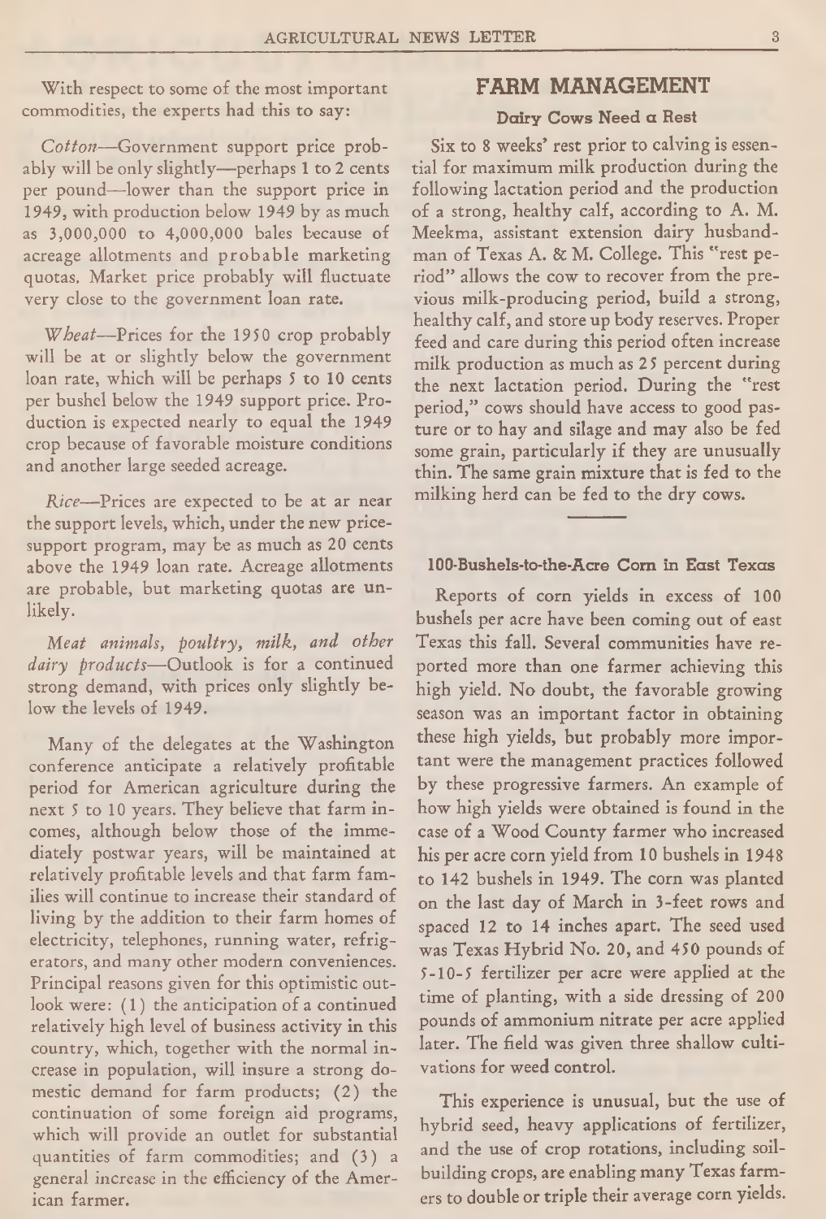With respect to some of the most important commodities, the experts had this to say:

*Cotton*—Government support price probably will be only slightly—perhaps 1 to 2 cents per pound—lower than the support price in 1949, with production below 1949 by as much as 3,000,000 to 4,000,000 bales because of acreage allotments and probable marketing quotas. Market price probably will fluctuate very close to the government loan rate.

*Wheat*—Prices for the 1950 crop probably will be at or slightly below the government loan rate, which will be perhaps 5 to 10 cents per bushel below the 1949 support price. Production is expected nearly to equal the 1949 crop because of favorable moisture conditions and another large seeded acreage.

*Rice*—Prices are expected to be at ar near the support levels, which, under the new price-support program, may be as much as 20 cents above the 1949 loan rate. Acreage allotments are probable, but marketing quotas are unlikely.

*Meat animals, poultry, milk, and other dairy products*—Outlook is for a continued strong demand, with prices only slightly below the levels of 1949.

Many of the delegates at the Washington conference anticipate a relatively profitable period for American agriculture during the next 5 to 10 years. They believe that farm incomes, although below those of the immediately postwar years, will be maintained at relatively profitable levels and that farm families will continue to increase their standard of living by the addition to their farm homes of electricity, telephones, running water, refrigerators, and many other modern conveniences. Principal reasons given for this optimistic outlook were: (1) the anticipation of a continued relatively high level of business activity in this country, which, together with the normal increase in population, will insure a strong domestic demand for farm products; (2) the continuation of some foreign aid programs, which will provide an outlet for substantial quantities of farm commodities; and (3) a general increase in the efficiency of the American farmer.

## FARM MANAGEMENT

### Dairy Cows Need a Rest

Six to 8 weeks' rest prior to calving is essential for maximum milk production during the following lactation period and the production of a strong, healthy calf, according to A. M. Meekma, assistant extension dairy husbandman of Texas A. & M. College. This "rest period" allows the cow to recover from the previous milk-producing period, build a strong, healthy calf, and store up body reserves. Proper feed and care during this period often increase milk production as much as 25 percent during the next lactation period. During the "rest period," cows should have access to good pasture or to hay and silage and may also be fed some grain, particularly if they are unusually thin. The same grain mixture that is fed to the milking herd can be fed to the dry cows.

### 100-Bushels-to-the-Acre Corn in East Texas

Reports of corn yields in excess of 100 bushels per acre have been coming out of east Texas this fall. Several communities have reported more than one farmer achieving this high yield. No doubt, the favorable growing season was an important factor in obtaining these high yields, but probably more important were the management practices followed by these progressive farmers. An example of how high yields were obtained is found in the case of a Wood County farmer who increased his per acre corn yield from 10 bushels in 1948 to 142 bushels in 1949. The corn was planted on the last day of March in 3-feet rows and spaced 12 to 14 inches apart. The seed used was Texas Hybrid No. 20, and 450 pounds of 5-10-5 fertilizer per acre were applied at the time of planting, with a side dressing of 200 pounds of ammonium nitrate per acre applied later. The field was given three shallow cultivations for weed control.

This experience is unusual, but the use of hybrid seed, heavy applications of fertilizer, and the use of crop rotations, including soil-building crops, are enabling many Texas farmers to double or triple their average corn yields.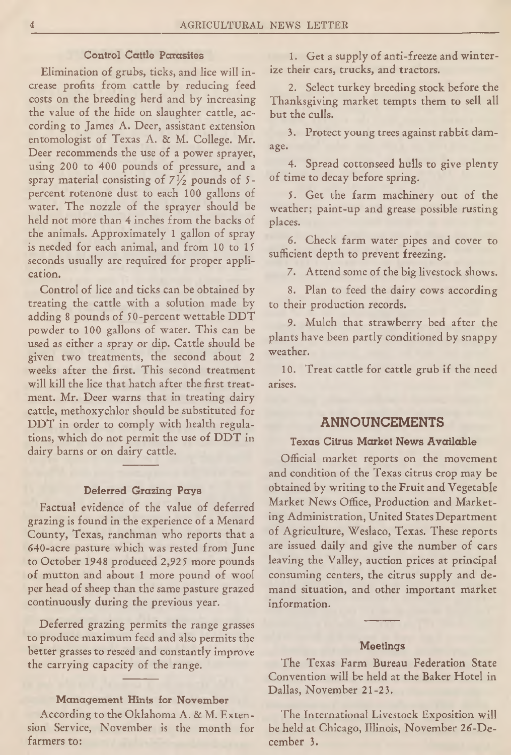### Control Cattle Parasites

Elimination of grubs, ticks, and lice will increase profits from cattle by reducing feed costs on the breeding herd and by increasing the value of the hide on slaughter cattle, according to James A. Deer, assistant extension entomologist of Texas A. & M. College. Mr. Deer recommends the use of a power sprayer, using 200 to 400 pounds of pressure, and a spray material consisting of 7½ pounds of 5-percent rotenone dust to each 100 gallons of water. The nozzle of the sprayer should be held not more than 4 inches from the backs of the animals. Approximately 1 gallon of spray is needed for each animal, and from 10 to 15 seconds usually are required for proper application.

Control of lice and ticks can be obtained by treating the cattle with a solution made by adding 8 pounds of 50-percent wettable DDT powder to 100 gallons of water. This can be used as either a spray or dip. Cattle should be given two treatments, the second about 2 weeks after the first. This second treatment will kill the lice that hatch after the first treatment. Mr. Deer warns that in treating dairy cattle, methoxychlor should be substituted for DDT in order to comply with health regulations, which do not permit the use of DDT in dairy barns or on dairy cattle.

### Deferred Grazing Pays

Factual evidence of the value of deferred grazing is found in the experience of a Menard County, Texas, ranchman who reports that a 640-acre pasture which was rested from June to October 1948 produced 2,925 more pounds of mutton and about 1 more pound of wool per head of sheep than the same pasture grazed continuously during the previous year.

Deferred grazing permits the range grasses to produce maximum feed and also permits the better grasses to reseed and constantly improve the carrying capacity of the range.

### Management Hints for November

According to the Oklahoma A. & M. Extension Service, November is the month for farmers to:

1. Get a supply of anti-freeze and winterize their cars, trucks, and tractors.

2. Select turkey breeding stock before the Thanksgiving market tempts them to sell all but the culls.

3. Protect young trees against rabbit damage.

4. Spread cottonseed hulls to give plenty of time to decay before spring.

5. Get the farm machinery out of the weather; paint-up and grease possible rusting places.

6. Check farm water pipes and cover to sufficient depth to prevent freezing.

7. Attend some of the big livestock shows.

8. Plan to feed the dairy cows according to their production records.

9. Mulch that strawberry bed after the plants have been partly conditioned by snappy weather.

10. Treat cattle for cattle grub if the need arises.

## ANNOUNCEMENTS

### Texas Citrus Market News Available

Official market reports on the movement and condition of the Texas citrus crop may be obtained by writing to the Fruit and Vegetable Market News Office, Production and Marketing Administration, United States Department of Agriculture, Weslaco, Texas. These reports are issued daily and give the number of cars leaving the Valley, auction prices at principal consuming centers, the citrus supply and demand situation, and other important market information.

### Meetings

The Texas Farm Bureau Federation State Convention will be held at the Baker Hotel in Dallas, November 21-23.

The International Livestock Exposition will be held at Chicago, Illinois, November 26-December 3.